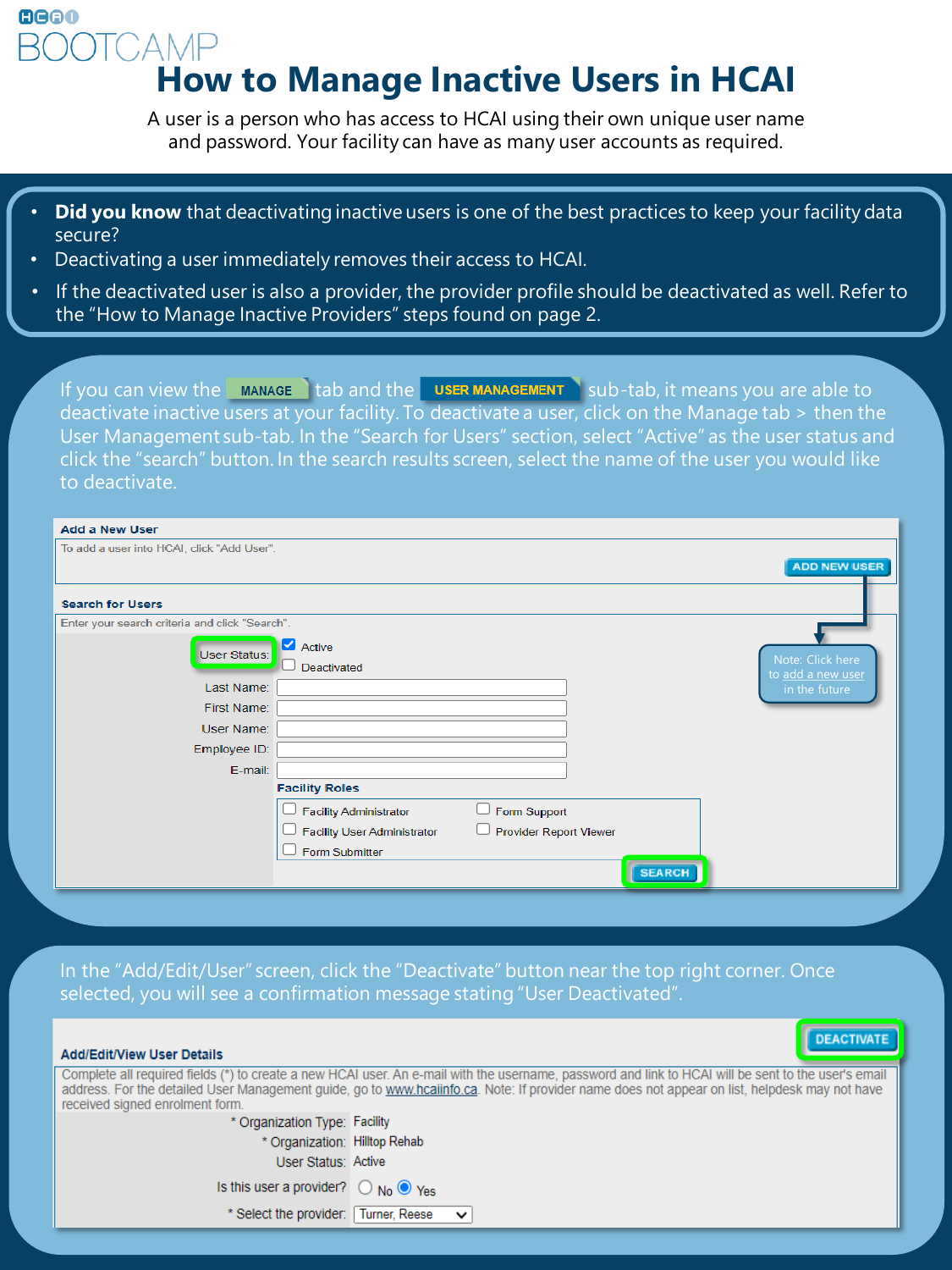HCAI BOOTCAMP

# How to Manage Inactive Users in HCAI

A user is a person who has access to HCAI using their own unique user name and password. Your facility can have as many user accounts as required.

- **Did you know** that deactivating inactive users is one of the best practices to keep your facility data secure?
- Deactivating a user immediately removes their access to HCAI.
- If the deactivated user is also a provider, the provider profile should be deactivated as well. Refer to the "How to Manage Inactive Providers" steps found on page 2.

If you can view the MANAGE tab and the USER MANAGEMENT sub-tab, it means you are able to deactivate inactive users at your facility. To deactivate a user, click on the Manage tab > then the User Management sub-tab. In the "Search for Users" section, select "Active" as the user status and click the "search" button. In the search results screen, select the name of the user you would like to deactivate.

**Add a New User**

To add a user into HCAI, click "Add User".

ADD NEW USER

Note: Click here to add a new user in the future

**Search for Users**

Enter your search criteria and click "Search".

User Status: ☑ Active ☐ Deactivated

Last Name:

First Name:

User Name:

Employee ID:

E-mail:

**Facility Roles**

☐ Facility Administrator ☐ Form Support
☐ Facility User Administrator ☐ Provider Report Viewer
☐ Form Submitter

SEARCH

In the "Add/Edit/User" screen, click the "Deactivate" button near the top right corner. Once selected, you will see a confirmation message stating "User Deactivated".

DEACTIVATE

**Add/Edit/View User Details**

Complete all required fields (*) to create a new HCAI user. An e-mail with the username, password and link to HCAI will be sent to the user's email address. For the detailed User Management guide, go to www.hcaiinfo.ca. Note: If provider name does not appear on list, helpdesk may not have received signed enrolment form.

\* Organization Type: Facility

\* Organization: Hilltop Rehab

User Status: Active

Is this user a provider? ○ No ◉ Yes

\* Select the provider: Turner, Reese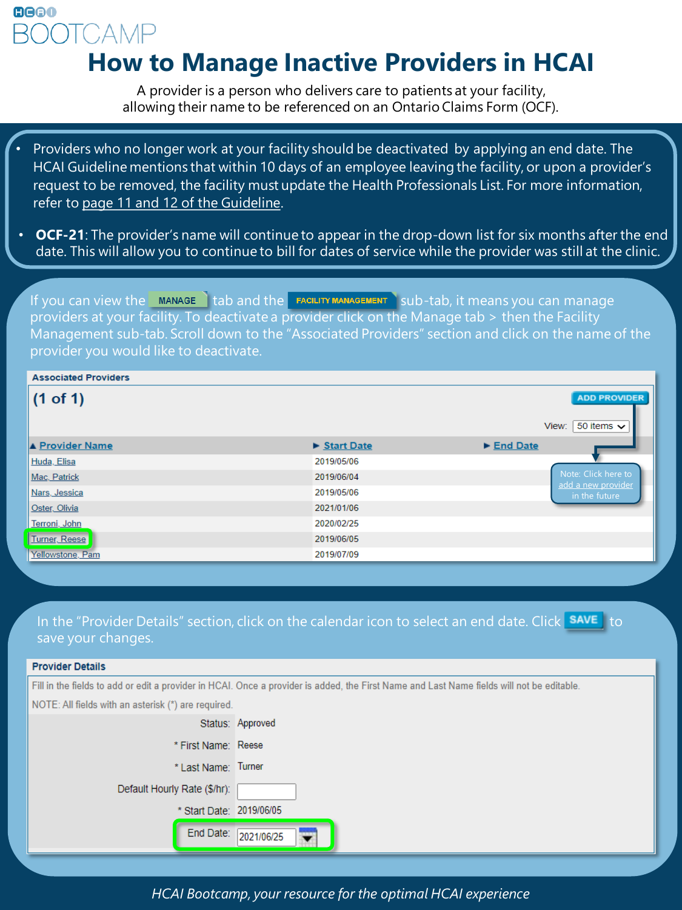HCAI BOOTCAMP

# How to Manage Inactive Providers in HCAI

A provider is a person who delivers care to patients at your facility, allowing their name to be referenced on an Ontario Claims Form (OCF).

- Providers who no longer work at your facility should be deactivated by applying an end date. The HCAI Guideline mentions that within 10 days of an employee leaving the facility, or upon a provider's request to be removed, the facility must update the Health Professionals List. For more information, refer to page 11 and 12 of the Guideline.
- **OCF-21**: The provider's name will continue to appear in the drop-down list for six months after the end date. This will allow you to continue to bill for dates of service while the provider was still at the clinic.

If you can view the MANAGE tab and the FACILITY MANAGEMENT sub-tab, it means you can manage providers at your facility. To deactivate a provider click on the Manage tab > then the Facility Management sub-tab. Scroll down to the "Associated Providers" section and click on the name of the provider you would like to deactivate.

**Associated Providers**

**(1 of 1)**

ADD PROVIDER

Note: Click here to add a new provider in the future

View: 50 items

| ▲ Provider Name | ► Start Date | ► End Date |
|---|---|---|
| Huda, Elisa | 2019/05/06 | |
| Mac, Patrick | 2019/06/04 | |
| Nars, Jessica | 2019/05/06 | |
| Oster, Olivia | 2021/01/06 | |
| Terroni, John | 2020/02/25 | |
| Turner, Reese | 2019/06/05 | |
| Yellowstone, Pam | 2019/07/09 | |

In the "Provider Details" section, click on the calendar icon to select an end date. Click SAVE to save your changes.

**Provider Details**

Fill in the fields to add or edit a provider in HCAI. Once a provider is added, the First Name and Last Name fields will not be editable.

NOTE: All fields with an asterisk (*) are required.

| | |
|---|---|
| Status: | Approved |
| * First Name: | Reese |
| * Last Name: | Turner |
| Default Hourly Rate ($/hr): | |
| * Start Date: | 2019/06/05 |
| End Date: | 2021/06/25 |

*HCAI Bootcamp, your resource for the optimal HCAI experience*